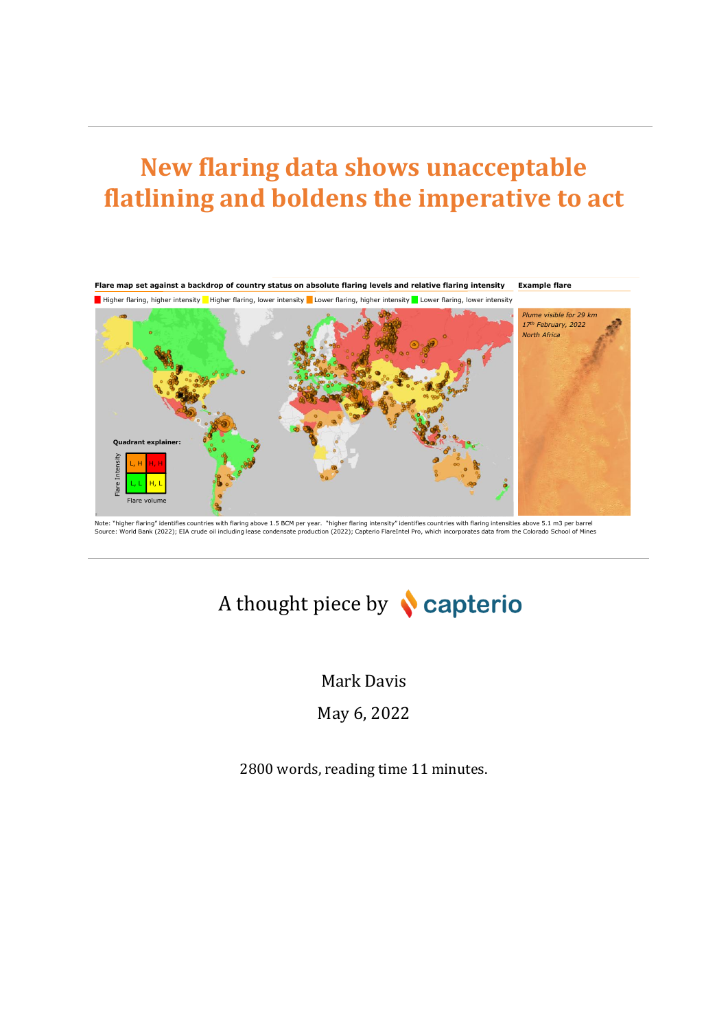# New flaring data shows unacceptable flatlining and boldens the imperative to act

**Flare map set against a backdrop of country status on absolute flaring levels and relative flaring intensity** | **Example flare**

Higher flaring, higher intensity | Higher flaring, lower intensity | Lower flaring, higher intensity | Lower flaring, lower intensity

*Plume visible for 29 km*
*17th February, 2022*
*North Africa*

Quadrant explainer:

Flare Intensity / Flare volume: L, H | H, H | L, L | H, L

Note: "higher flaring" identifies countries with flaring above 1.5 BCM per year. "higher flaring intensity" identifies countries with flaring intensities above 5.1 m3 per barrel
Source: World Bank (2022); EIA crude oil including lease condensate production (2022); Capterio FlareIntel Pro, which incorporates data from the Colorado School of Mines

A thought piece by capterio

Mark Davis

May 6, 2022

2800 words, reading time 11 minutes.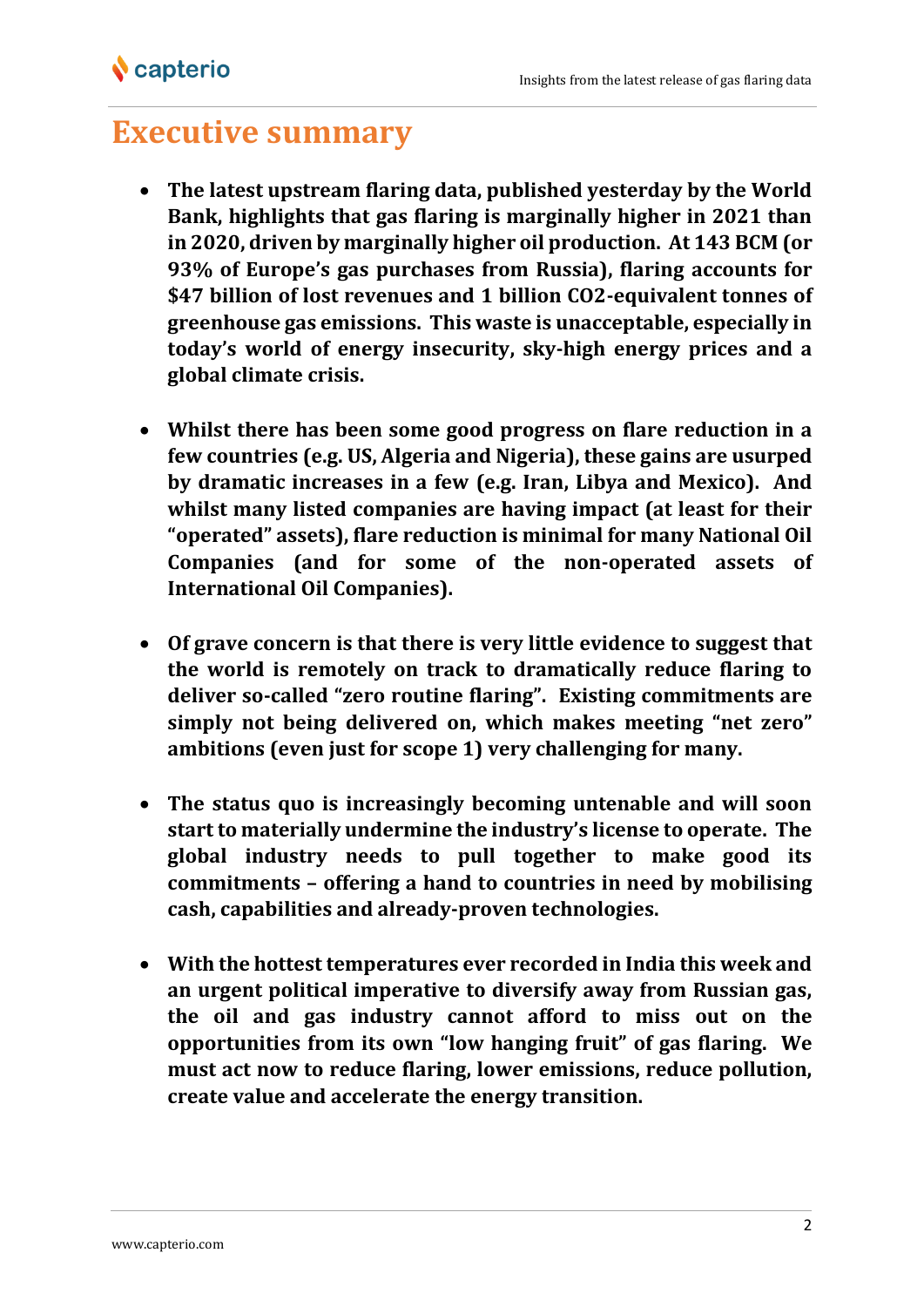# Executive summary

- **The latest upstream flaring data, published yesterday by the World Bank, highlights that gas flaring is marginally higher in 2021 than in 2020, driven by marginally higher oil production. At 143 BCM (or 93% of Europe's gas purchases from Russia), flaring accounts for \$47 billion of lost revenues and 1 billion CO2-equivalent tonnes of greenhouse gas emissions. This waste is unacceptable, especially in today's world of energy insecurity, sky-high energy prices and a global climate crisis.**

- **Whilst there has been some good progress on flare reduction in a few countries (e.g. US, Algeria and Nigeria), these gains are usurped by dramatic increases in a few (e.g. Iran, Libya and Mexico). And whilst many listed companies are having impact (at least for their "operated" assets), flare reduction is minimal for many National Oil Companies (and for some of the non-operated assets of International Oil Companies).**

- **Of grave concern is that there is very little evidence to suggest that the world is remotely on track to dramatically reduce flaring to deliver so-called "zero routine flaring". Existing commitments are simply not being delivered on, which makes meeting "net zero" ambitions (even just for scope 1) very challenging for many.**

- **The status quo is increasingly becoming untenable and will soon start to materially undermine the industry's license to operate. The global industry needs to pull together to make good its commitments – offering a hand to countries in need by mobilising cash, capabilities and already-proven technologies.**

- **With the hottest temperatures ever recorded in India this week and an urgent political imperative to diversify away from Russian gas, the oil and gas industry cannot afford to miss out on the opportunities from its own "low hanging fruit" of gas flaring. We must act now to reduce flaring, lower emissions, reduce pollution, create value and accelerate the energy transition.**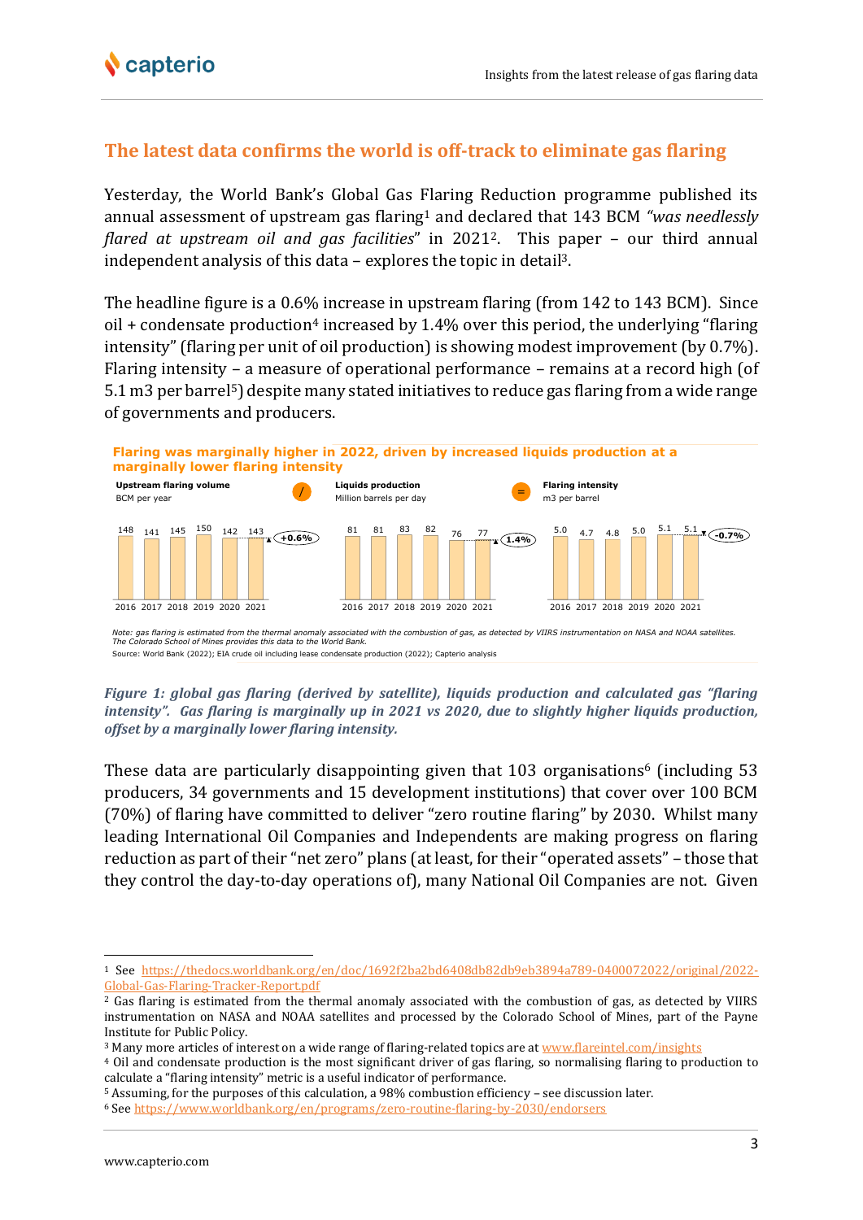## The latest data confirms the world is off-track to eliminate gas flaring

Yesterday, the World Bank's Global Gas Flaring Reduction programme published its annual assessment of upstream gas flaring[1] and declared that 143 BCM *"was needlessly flared at upstream oil and gas facilities"* in 2021[2]. This paper – our third annual independent analysis of this data – explores the topic in detail[3].

The headline figure is a 0.6% increase in upstream flaring (from 142 to 143 BCM). Since oil + condensate production[4] increased by 1.4% over this period, the underlying "flaring intensity" (flaring per unit of oil production) is showing modest improvement (by 0.7%). Flaring intensity – a measure of operational performance – remains at a record high (of 5.1 m3 per barrel[5]) despite many stated initiatives to reduce gas flaring from a wide range of governments and producers.

**Flaring was marginally higher in 2022, driven by increased liquids production at a marginally lower flaring intensity**

| Year | Upstream flaring volume (BCM per year) | Liquids production (Million barrels per day) | Flaring intensity (m3 per barrel) |
|---|---|---|---|
| 2016 | 148 | 81 | 5.0 |
| 2017 | 141 | 81 | 4.7 |
| 2018 | 145 | 83 | 4.8 |
| 2019 | 150 | 82 | 5.0 |
| 2020 | 142 | 76 | 5.1 |
| 2021 | 143 | 77 | 5.1 |
| Change 2020–2021 | +0.6% | 1.4% | -0.7% |

Upstream flaring volume / Liquids production = Flaring intensity

*Note: gas flaring is estimated from the thermal anomaly associated with the combustion of gas, as detected by VIIRS instrumentation on NASA and NOAA satellites. The Colorado School of Mines provides this data to the World Bank.*

Source: World Bank (2022); EIA crude oil including lease condensate production (2022); Capterio analysis

***Figure 1: global gas flaring (derived by satellite), liquids production and calculated gas "flaring intensity". Gas flaring is marginally up in 2021 vs 2020, due to slightly higher liquids production, offset by a marginally lower flaring intensity.***

These data are particularly disappointing given that 103 organisations[6] (including 53 producers, 34 governments and 15 development institutions) that cover over 100 BCM (70%) of flaring have committed to deliver "zero routine flaring" by 2030. Whilst many leading International Oil Companies and Independents are making progress on flaring reduction as part of their "net zero" plans (at least, for their "operated assets" – those that they control the day-to-day operations of), many National Oil Companies are not. Given

---

[1] See https://thedocs.worldbank.org/en/doc/1692f2ba2bd6408db82db9eb3894a789-0400072022/original/2022-Global-Gas-Flaring-Tracker-Report.pdf

[2] Gas flaring is estimated from the thermal anomaly associated with the combustion of gas, as detected by VIIRS instrumentation on NASA and NOAA satellites and processed by the Colorado School of Mines, part of the Payne Institute for Public Policy.

[3] Many more articles of interest on a wide range of flaring-related topics are at www.flareintel.com/insights

[4] Oil and condensate production is the most significant driver of gas flaring, so normalising flaring to production to calculate a "flaring intensity" metric is a useful indicator of performance.

[5] Assuming, for the purposes of this calculation, a 98% combustion efficiency – see discussion later.

[6] See https://www.worldbank.org/en/programs/zero-routine-flaring-by-2030/endorsers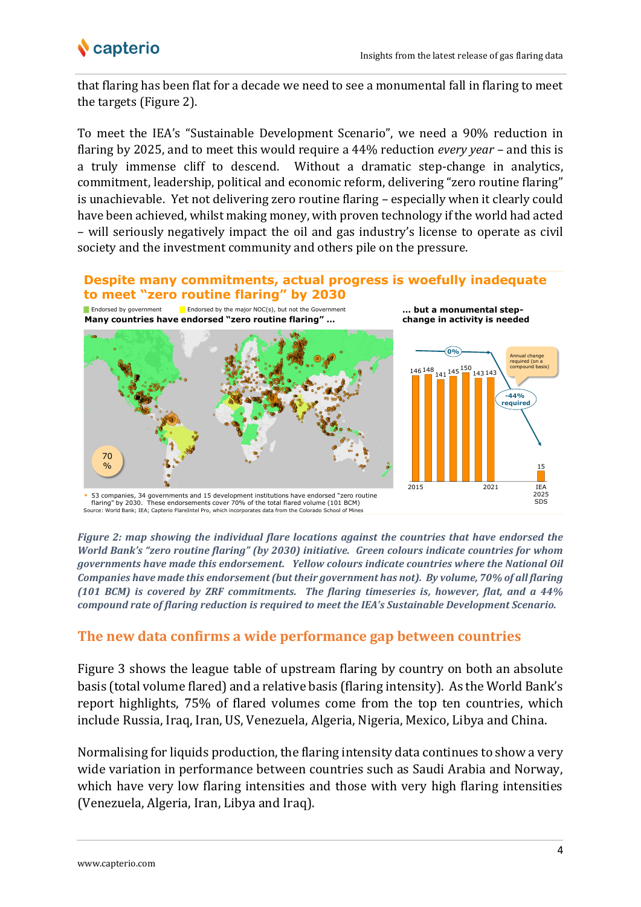that flaring has been flat for a decade we need to see a monumental fall in flaring to meet the targets (Figure 2).

To meet the IEA's "Sustainable Development Scenario", we need a 90% reduction in flaring by 2025, and to meet this would require a 44% reduction *every year* – and this is a truly immense cliff to descend. Without a dramatic step-change in analytics, commitment, leadership, political and economic reform, delivering "zero routine flaring" is unachievable. Yet not delivering zero routine flaring – especially when it clearly could have been achieved, whilst making money, with proven technology if the world had acted – will seriously negatively impact the oil and gas industry's license to operate as civil society and the investment community and others pile on the pressure.

**Despite many commitments, actual progress is woefully inadequate to meet "zero routine flaring" by 2030**

Endorsed by government | Endorsed by the major NOC(s), but not the Government

**Many countries have endorsed "zero routine flaring" …**

70 %

**… but a monumental step-change in activity is needed**

| Year | Flaring |
|---|---|
| 2015 | 146 |
|  | 148 |
|  | 141 |
|  | 145 |
|  | 150 |
|  | 143 |
| 2021 | 143 |
| IEA 2025 SDS | 15 |

0% ; -44% required ; Annual change required (on a compound basis)

- 53 companies, 34 governments and 15 development institutions have endorsed "zero routine flaring" by 2030. These endorsements cover 70% of the total flared volume (101 BCM)

Source: World Bank; IEA; Capterio FlareIntel Pro, which incorporates data from the Colorado School of Mines

*Figure 2: map showing the individual flare locations against the countries that have endorsed the World Bank's "zero routine flaring" (by 2030) initiative. Green colours indicate countries for whom governments have made this endorsement. Yellow colours indicate countries where the National Oil Companies have made this endorsement (but their government has not). By volume, 70% of all flaring (101 BCM) is covered by ZRF commitments. The flaring timeseries is, however, flat, and a 44% compound rate of flaring reduction is required to meet the IEA's Sustainable Development Scenario.*

## The new data confirms a wide performance gap between countries

Figure 3 shows the league table of upstream flaring by country on both an absolute basis (total volume flared) and a relative basis (flaring intensity). As the World Bank's report highlights, 75% of flared volumes come from the top ten countries, which include Russia, Iraq, Iran, US, Venezuela, Algeria, Nigeria, Mexico, Libya and China.

Normalising for liquids production, the flaring intensity data continues to show a very wide variation in performance between countries such as Saudi Arabia and Norway, which have very low flaring intensities and those with very high flaring intensities (Venezuela, Algeria, Iran, Libya and Iraq).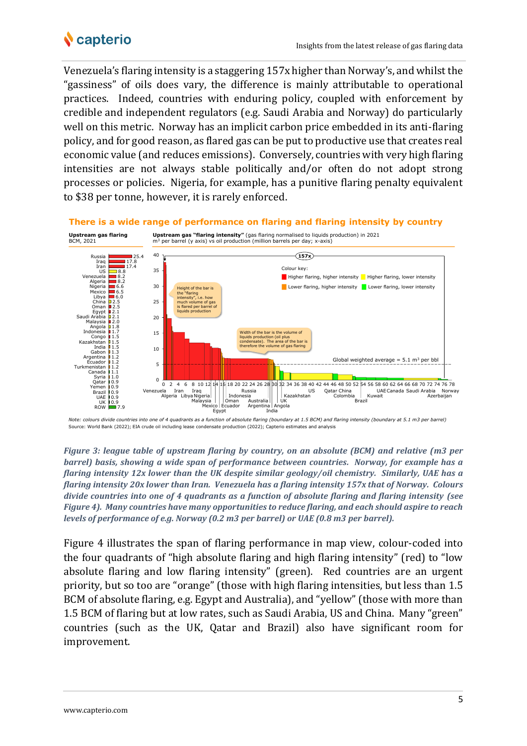Venezuela's flaring intensity is a staggering 157x higher than Norway's, and whilst the "gassiness" of oils does vary, the difference is mainly attributable to operational practices. Indeed, countries with enduring policy, coupled with enforcement by credible and independent regulators (e.g. Saudi Arabia and Norway) do particularly well on this metric. Norway has an implicit carbon price embedded in its anti-flaring policy, and for good reason, as flared gas can be put to productive use that creates real economic value (and reduces emissions). Conversely, countries with very high flaring intensities are not always stable politically and/or often do not adopt strong processes or policies. Nigeria, for example, has a punitive flaring penalty equivalent to $38 per tonne, however, it is rarely enforced.

**There is a wide range of performance on flaring and flaring intensity by country**

**Upstream gas flaring**
BCM, 2021

| Country | BCM |
|---|---|
| Russia | 25.4 |
| Iraq | 17.8 |
| Iran | 17.4 |
| US | 8.8 |
| Venezuela | 8.2 |
| Algeria | 8.2 |
| Nigeria | 6.6 |
| Mexico | 6.5 |
| Libya | 6.0 |
| China | 2.5 |
| Oman | 2.5 |
| Egypt | 2.1 |
| Saudi Arabia | 2.1 |
| Malaysia | 2.0 |
| Angola | 1.8 |
| Indonesia | 1.7 |
| Congo | 1.5 |
| Kazakhstan | 1.5 |
| India | 1.5 |
| Gabon | 1.3 |
| Argentina | 1.2 |
| Ecuador | 1.2 |
| Turkmenistan | 1.2 |
| Canada | 1.1 |
| Syria | 1.0 |
| Qatar | 0.9 |
| Yemen | 0.9 |
| Brazil | 0.9 |
| UAE | 0.9 |
| UK | 0.9 |
| ROW | 7.9 |

**Upstream gas "flaring intensity"** (gas flaring normalised to liquids production) in 2021
$m^3$ per barrel (y axis) vs oil production (million barrels per day; x-axis)

Colour key: Higher flaring, higher intensity; Higher flaring, lower intensity; Lower flaring, higher intensity; Lower flaring, lower intensity

Height of the bar is the "flaring intensity", i.e. how much volume of gas is flared per barrel of liquids production

Width of the bar is the volume of liquids production (oil plus condensate). The area of the bar is therefore the volume of gas flaring

Global weighted average = 5.1 $m^3$ per bbl

157x

Venezuela, Algeria, Iran, Libya, Iraq, Nigeria, Malaysia, Mexico, Egypt, Indonesia, Oman, Ecuador, Russia, Australia, Argentina, India, Angola, UK, Kazakhstan, US, Qatar, China, Colombia, Brazil, Kuwait, UAE, Canada, Saudi Arabia, Norway, Azerbaijan

*Note: colours divide countries into one of 4 quadrants as a function of absolute flaring (boundary at 1.5 BCM) and flaring intensity (boundary at 5.1 m3 per barrel)*
Source: World Bank (2022); EIA crude oil including lease condensate production (2022); Capterio estimates and analysis

***Figure 3: league table of upstream flaring by country, on an absolute (BCM) and relative (m3 per barrel) basis, showing a wide span of performance between countries. Norway, for example has a flaring intensity 12x lower than the UK despite similar geology/oil chemistry. Similarly, UAE has a flaring intensity 20x lower than Iran. Venezuela has a flaring intensity 157x that of Norway. Colours divide countries into one of 4 quadrants as a function of absolute flaring and flaring intensity (see Figure 4). Many countries have many opportunities to reduce flaring, and each should aspire to reach levels of performance of e.g. Norway (0.2 m3 per barrel) or UAE (0.8 m3 per barrel).***

Figure 4 illustrates the span of flaring performance in map view, colour-coded into the four quadrants of "high absolute flaring and high flaring intensity" (red) to "low absolute flaring and low flaring intensity" (green). Red countries are an urgent priority, but so too are "orange" (those with high flaring intensities, but less than 1.5 BCM of absolute flaring, e.g. Egypt and Australia), and "yellow" (those with more than 1.5 BCM of flaring but at low rates, such as Saudi Arabia, US and China. Many "green" countries (such as the UK, Qatar and Brazil) also have significant room for improvement.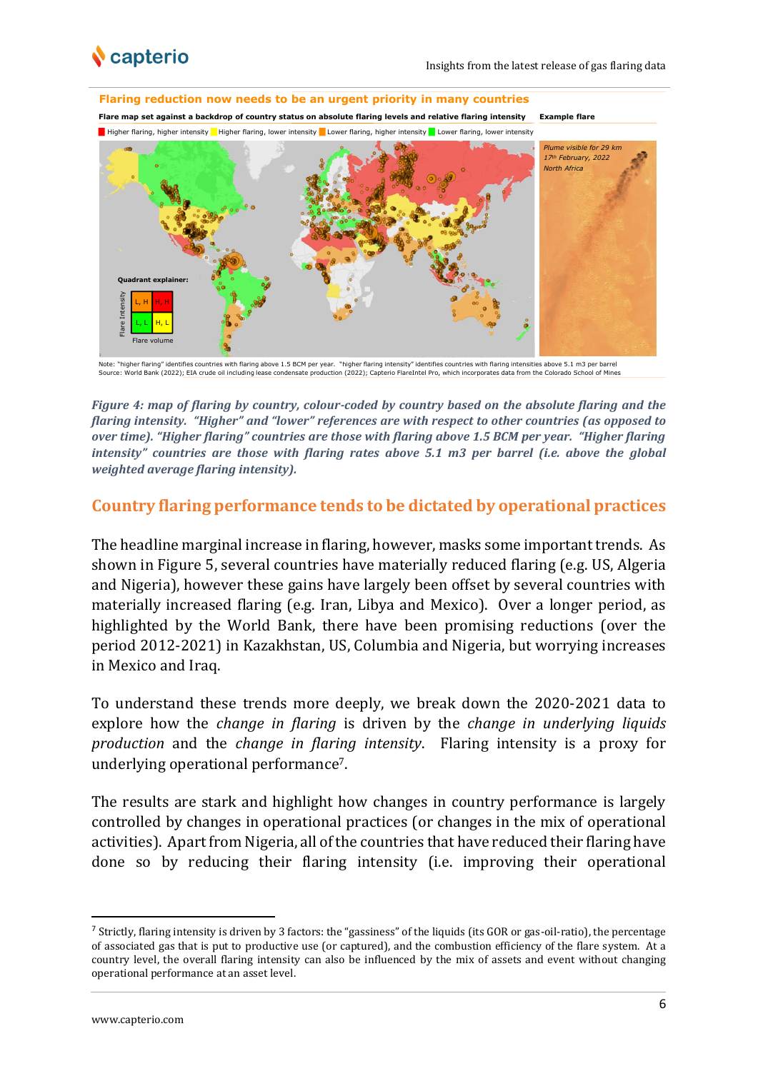Flaring reduction now needs to be an urgent priority in many countries

**Flare map set against a backdrop of country status on absolute flaring levels and relative flaring intensity**

**Example flare**

Higher flaring, higher intensity | Higher flaring, lower intensity | Lower flaring, higher intensity | Lower flaring, lower intensity

*Plume visible for 29 km*
*17th February, 2022*
*North Africa*

**Quadrant explainer:**

Flare Intensity: L, H | H, H | L, L | H, L
Flare volume

Note: "higher flaring" identifies countries with flaring above 1.5 BCM per year. "higher flaring intensity" identifies countries with flaring intensities above 5.1 m3 per barrel
Source: World Bank (2022); EIA crude oil including lease condensate production (2022); Capterio FlareIntel Pro, which incorporates data from the Colorado School of Mines

***Figure 4: map of flaring by country, colour-coded by country based on the absolute flaring and the flaring intensity. "Higher" and "lower" references are with respect to other countries (as opposed to over time). "Higher flaring" countries are those with flaring above 1.5 BCM per year. "Higher flaring intensity" countries are those with flaring rates above 5.1 m3 per barrel (i.e. above the global weighted average flaring intensity).***

## Country flaring performance tends to be dictated by operational practices

The headline marginal increase in flaring, however, masks some important trends. As shown in Figure 5, several countries have materially reduced flaring (e.g. US, Algeria and Nigeria), however these gains have largely been offset by several countries with materially increased flaring (e.g. Iran, Libya and Mexico). Over a longer period, as highlighted by the World Bank, there have been promising reductions (over the period 2012-2021) in Kazakhstan, US, Columbia and Nigeria, but worrying increases in Mexico and Iraq.

To understand these trends more deeply, we break down the 2020-2021 data to explore how the *change in flaring* is driven by the *change in underlying liquids production* and the *change in flaring intensity*. Flaring intensity is a proxy for underlying operational performance[7].

The results are stark and highlight how changes in country performance is largely controlled by changes in operational practices (or changes in the mix of operational activities). Apart from Nigeria, all of the countries that have reduced their flaring have done so by reducing their flaring intensity (i.e. improving their operational

[7] Strictly, flaring intensity is driven by 3 factors: the "gassiness" of the liquids (its GOR or gas-oil-ratio), the percentage of associated gas that is put to productive use (or captured), and the combustion efficiency of the flare system. At a country level, the overall flaring intensity can also be influenced by the mix of assets and event without changing operational performance at an asset level.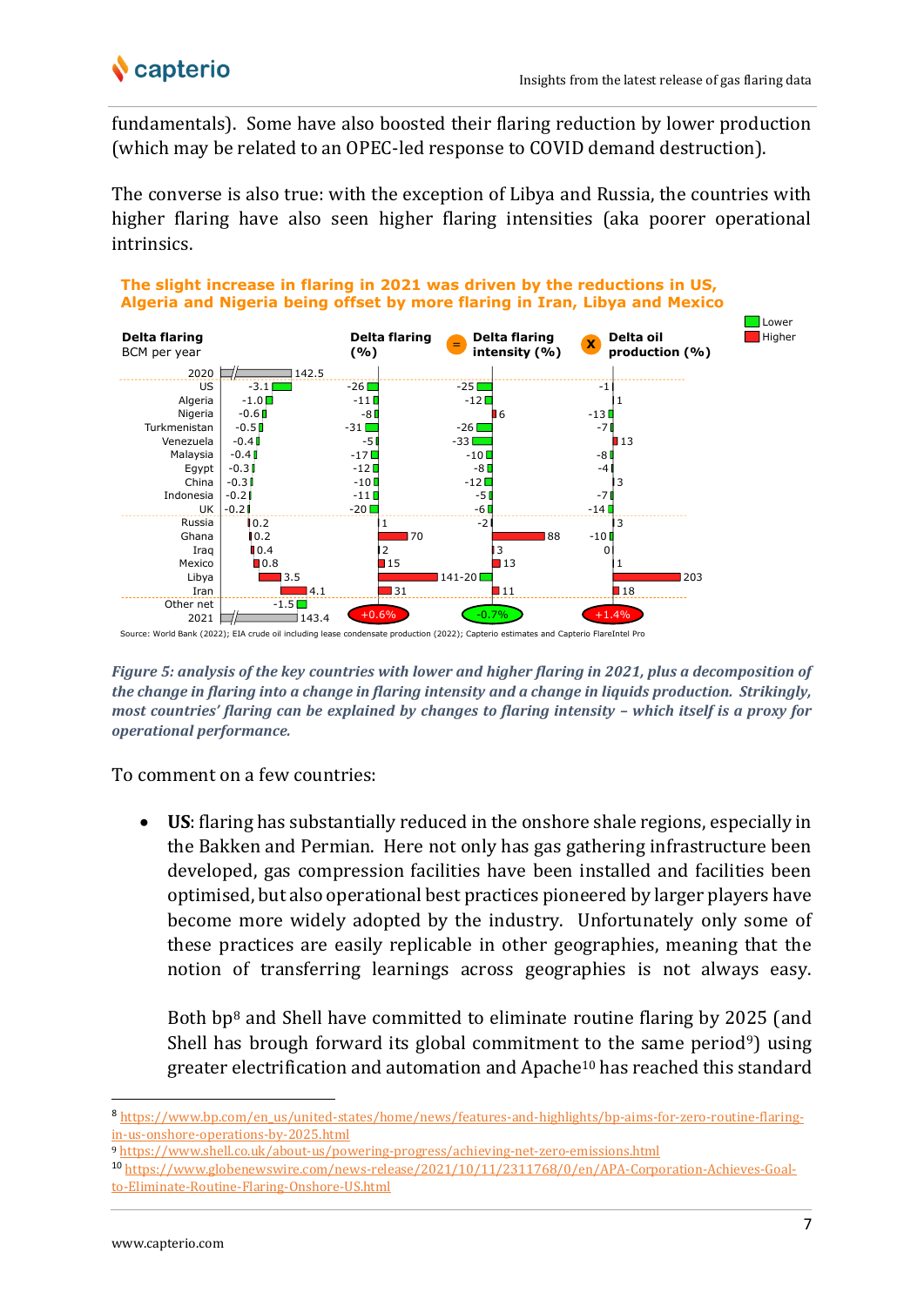fundamentals). Some have also boosted their flaring reduction by lower production (which may be related to an OPEC-led response to COVID demand destruction).

The converse is also true: with the exception of Libya and Russia, the countries with higher flaring have also seen higher flaring intensities (aka poorer operational intrinsics.

**The slight increase in flaring in 2021 was driven by the reductions in US, Algeria and Nigeria being offset by more flaring in Iran, Libya and Mexico**

| | Delta flaring (BCM per year) | Delta flaring (%) | = Delta flaring intensity (%) | X Delta oil production (%) |
|---|---|---|---|---|
| 2020 | 142.5 | | | |
| US | -3.1 | -26 | -25 | -1 |
| Algeria | -1.0 | -11 | -12 | 1 |
| Nigeria | -0.6 | -8 | 6 | -13 |
| Turkmenistan | -0.5 | -31 | -26 | -7 |
| Venezuela | -0.4 | -5 | -33 | 13 |
| Malaysia | -0.4 | -17 | -10 | -8 |
| Egypt | -0.3 | -12 | -8 | -4 |
| China | -0.3 | -10 | -12 | 3 |
| Indonesia | -0.2 | -11 | -5 | -7 |
| UK | -0.2 | -20 | -6 | -14 |
| Russia | 0.2 | 1 | -2 | 3 |
| Ghana | 0.2 | 70 | 88 | -10 |
| Iraq | 0.4 | 2 | 3 | 0 |
| Mexico | 0.8 | 15 | 13 | 1 |
| Libya | 3.5 | 141 | -20 | 203 |
| Iran | 4.1 | 31 | 11 | 18 |
| Other net | -1.5 | | | |
| 2021 | 143.4 | +0.6% | -0.7% | +1.4% |

Legend: Lower / Higher

Source: World Bank (2022); EIA crude oil including lease condensate production (2022); Capterio estimates and Capterio FlareIntel Pro

*Figure 5: analysis of the key countries with lower and higher flaring in 2021, plus a decomposition of the change in flaring into a change in flaring intensity and a change in liquids production. Strikingly, most countries' flaring can be explained by changes to flaring intensity – which itself is a proxy for operational performance.*

To comment on a few countries:

- **US**: flaring has substantially reduced in the onshore shale regions, especially in the Bakken and Permian. Here not only has gas gathering infrastructure been developed, gas compression facilities have been installed and facilities been optimised, but also operational best practices pioneered by larger players have become more widely adopted by the industry. Unfortunately only some of these practices are easily replicable in other geographies, meaning that the notion of transferring learnings across geographies is not always easy.

  Both bp[8] and Shell have committed to eliminate routine flaring by 2025 (and Shell has brough forward its global commitment to the same period[9]) using greater electrification and automation and Apache[10] has reached this standard

---

[8] https://www.bp.com/en_us/united-states/home/news/features-and-highlights/bp-aims-for-zero-routine-flaring-in-us-onshore-operations-by-2025.html

[9] https://www.shell.co.uk/about-us/powering-progress/achieving-net-zero-emissions.html

[10] https://www.globenewswire.com/news-release/2021/10/11/2311768/0/en/APA-Corporation-Achieves-Goal-to-Eliminate-Routine-Flaring-Onshore-US.html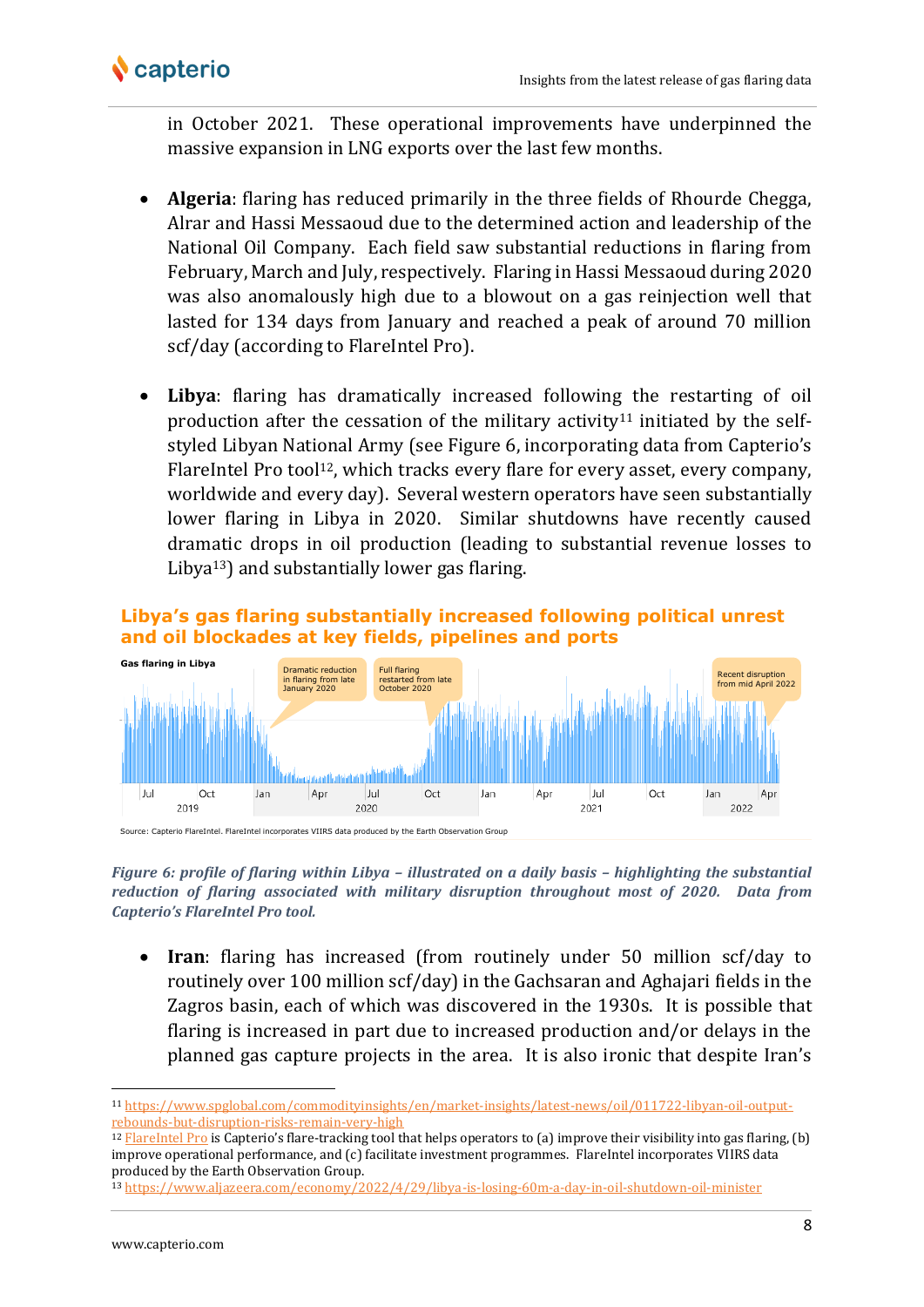in October 2021. These operational improvements have underpinned the massive expansion in LNG exports over the last few months.

- **Algeria**: flaring has reduced primarily in the three fields of Rhourde Chegga, Alrar and Hassi Messaoud due to the determined action and leadership of the National Oil Company. Each field saw substantial reductions in flaring from February, March and July, respectively. Flaring in Hassi Messaoud during 2020 was also anomalously high due to a blowout on a gas reinjection well that lasted for 134 days from January and reached a peak of around 70 million scf/day (according to FlareIntel Pro).

- **Libya**: flaring has dramatically increased following the restarting of oil production after the cessation of the military activity[11] initiated by the self-styled Libyan National Army (see Figure 6, incorporating data from Capterio's FlareIntel Pro tool[12], which tracks every flare for every asset, every company, worldwide and every day). Several western operators have seen substantially lower flaring in Libya in 2020. Similar shutdowns have recently caused dramatic drops in oil production (leading to substantial revenue losses to Libya[13]) and substantially lower gas flaring.

**Libya's gas flaring substantially increased following political unrest and oil blockades at key fields, pipelines and ports**

Gas flaring in Libya

Dramatic reduction in flaring from late January 2020

Full flaring restarted from late October 2020

Recent disruption from mid April 2022

Jul Oct Jan Apr Jul Oct Jan Apr Jul Oct Jan Apr
2019 2020 2021 2022

Source: Capterio FlareIntel. FlareIntel incorporates VIIRS data produced by the Earth Observation Group

*Figure 6: profile of flaring within Libya – illustrated on a daily basis – highlighting the substantial reduction of flaring associated with military disruption throughout most of 2020. Data from Capterio's FlareIntel Pro tool.*

- **Iran**: flaring has increased (from routinely under 50 million scf/day to routinely over 100 million scf/day) in the Gachsaran and Aghajari fields in the Zagros basin, each of which was discovered in the 1930s. It is possible that flaring is increased in part due to increased production and/or delays in the planned gas capture projects in the area. It is also ironic that despite Iran's

---

[11] https://www.spglobal.com/commodityinsights/en/market-insights/latest-news/oil/011722-libyan-oil-output-rebounds-but-disruption-risks-remain-very-high

[12] FlareIntel Pro is Capterio's flare-tracking tool that helps operators to (a) improve their visibility into gas flaring, (b) improve operational performance, and (c) facilitate investment programmes. FlareIntel incorporates VIIRS data produced by the Earth Observation Group.

[13] https://www.aljazeera.com/economy/2022/4/29/libya-is-losing-60m-a-day-in-oil-shutdown-oil-minister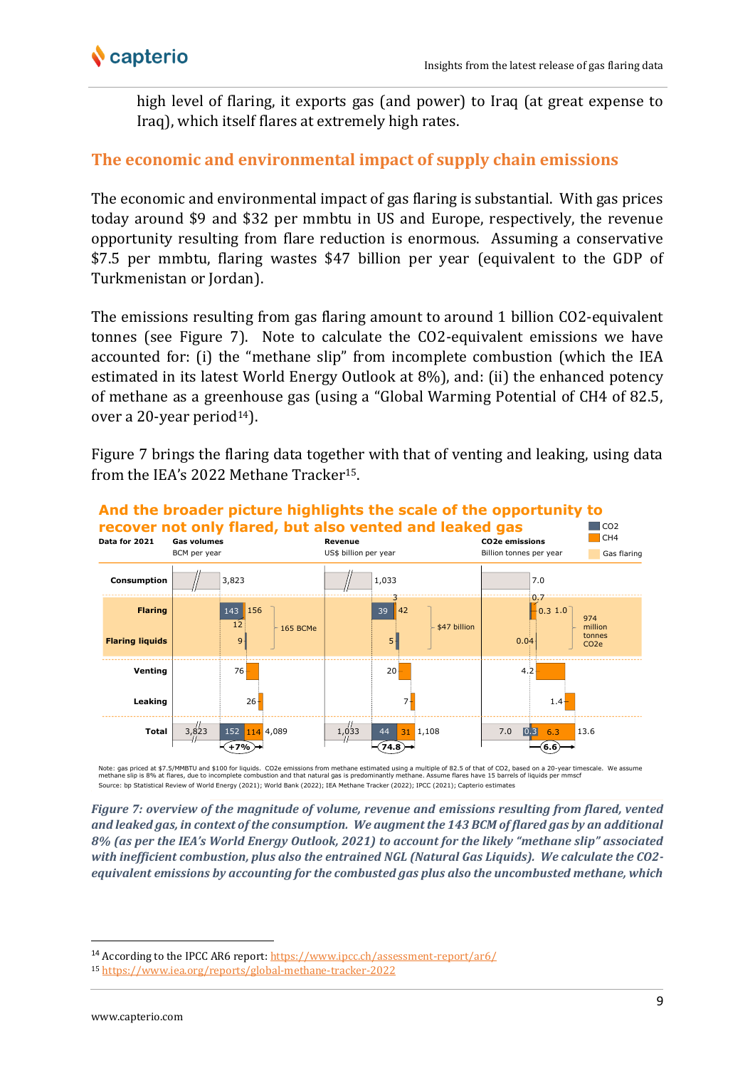high level of flaring, it exports gas (and power) to Iraq (at great expense to Iraq), which itself flares at extremely high rates.

## The economic and environmental impact of supply chain emissions

The economic and environmental impact of gas flaring is substantial. With gas prices today around \$9 and \$32 per mmbtu in US and Europe, respectively, the revenue opportunity resulting from flare reduction is enormous. Assuming a conservative \$7.5 per mmbtu, flaring wastes \$47 billion per year (equivalent to the GDP of Turkmenistan or Jordan).

The emissions resulting from gas flaring amount to around 1 billion CO2-equivalent tonnes (see Figure 7). Note to calculate the CO2-equivalent emissions we have accounted for: (i) the "methane slip" from incomplete combustion (which the IEA estimated in its latest World Energy Outlook at 8%), and: (ii) the enhanced potency of methane as a greenhouse gas (using a "Global Warming Potential of CH4 of 82.5, over a 20-year period[14]).

Figure 7 brings the flaring data together with that of venting and leaking, using data from the IEA's 2022 Methane Tracker[15].

**And the broader picture highlights the scale of the opportunity to recover not only flared, but also vented and leaked gas**

Data for 2021

| | Gas volumes (BCM per year) | Revenue (US\$ billion per year) | $CO_2$e emissions (Billion tonnes per year) |
|---|---|---|---|
| Consumption | 3,823 | 1,033 | 7.0 |
| Flaring | 143 ($CO_2$) + 12 ($CH_4$) = 156 | 39 ($CO_2$) + 3 ($CH_4$) = 42 | 0.3 ($CO_2$) + 0.7 ($CH_4$) = 1.0 |
| Flaring liquids | 9 | 5 | 0.04 |
| Flaring total | 165 BCMe | \$47 billion | 974 million tonnes $CO_2$e |
| Venting | 76 | 20 | 4.2 |
| Leaking | 26 | 7 | 1.4 |
| Total | 3,823 + 152 + 114 = 4,089 (+7%) | 1,033 + 44 + 31 = 1,108 (74.8) | 7.0 + 0.3 + 6.3 = 13.6 (6.6) |

Legend: CO2; CH4; Gas flaring

Note: gas priced at \$7.5/MMBTU and \$100 for liquids. CO2e emissions from methane estimated using a multiple of 82.5 of that of CO2, based on a 20-year timescale. We assume methane slip is 8% at flares, due to incomplete combustion and that natural gas is predominantly methane. Assume flares have 15 barrels of liquids per mmscf
Source: bp Statistical Review of World Energy (2021); World Bank (2022); IEA Methane Tracker (2022); IPCC (2021); Capterio estimates

*Figure 7: overview of the magnitude of volume, revenue and emissions resulting from flared, vented and leaked gas, in context of the consumption. We augment the 143 BCM of flared gas by an additional 8% (as per the IEA's World Energy Outlook, 2021) to account for the likely "methane slip" associated with inefficient combustion, plus also the entrained NGL (Natural Gas Liquids). We calculate the CO2-equivalent emissions by accounting for the combusted gas plus also the uncombusted methane, which*

[14] According to the IPCC AR6 report: https://www.ipcc.ch/assessment-report/ar6/

[15] https://www.iea.org/reports/global-methane-tracker-2022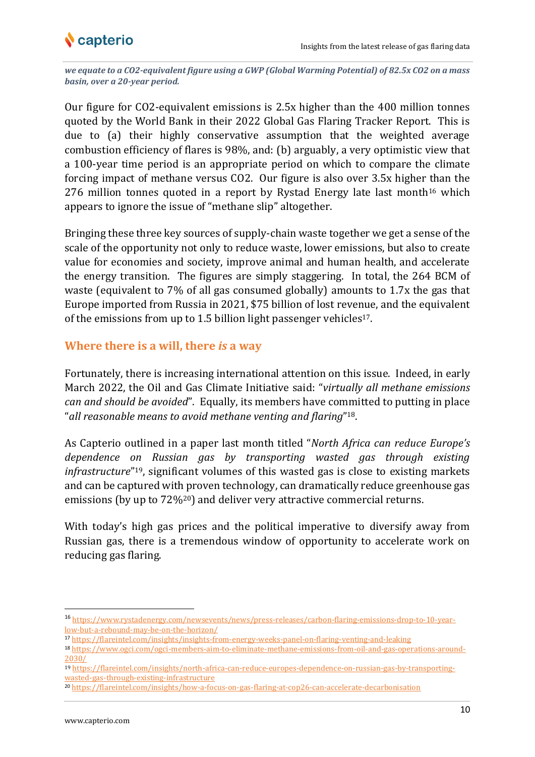***we equate to a CO2-equivalent figure using a GWP (Global Warming Potential) of 82.5x CO2 on a mass basin, over a 20-year period.***

Our figure for CO2-equivalent emissions is 2.5x higher than the 400 million tonnes quoted by the World Bank in their 2022 Global Gas Flaring Tracker Report. This is due to (a) their highly conservative assumption that the weighted average combustion efficiency of flares is 98%, and: (b) arguably, a very optimistic view that a 100-year time period is an appropriate period on which to compare the climate forcing impact of methane versus CO2. Our figure is also over 3.5x higher than the 276 million tonnes quoted in a report by Rystad Energy late last month[16] which appears to ignore the issue of "methane slip" altogether.

Bringing these three key sources of supply-chain waste together we get a sense of the scale of the opportunity not only to reduce waste, lower emissions, but also to create value for economies and society, improve animal and human health, and accelerate the energy transition. The figures are simply staggering. In total, the 264 BCM of waste (equivalent to 7% of all gas consumed globally) amounts to 1.7x the gas that Europe imported from Russia in 2021, $75 billion of lost revenue, and the equivalent of the emissions from up to 1.5 billion light passenger vehicles[17].

## Where there is a will, there *is* a way

Fortunately, there is increasing international attention on this issue. Indeed, in early March 2022, the Oil and Gas Climate Initiative said: "*virtually all methane emissions can and should be avoided*". Equally, its members have committed to putting in place "*all reasonable means to avoid methane venting and flaring*"[18].

As Capterio outlined in a paper last month titled "*North Africa can reduce Europe's dependence on Russian gas by transporting wasted gas through existing infrastructure*"[19], significant volumes of this wasted gas is close to existing markets and can be captured with proven technology, can dramatically reduce greenhouse gas emissions (by up to 72%[20]) and deliver very attractive commercial returns.

With today's high gas prices and the political imperative to diversify away from Russian gas, there is a tremendous window of opportunity to accelerate work on reducing gas flaring.

---

[16] https://www.rystadenergy.com/newsevents/news/press-releases/carbon-flaring-emissions-drop-to-10-year-low-but-a-rebound-may-be-on-the-horizon/

[17] https://flareintel.com/insights/insights-from-energy-weeks-panel-on-flaring-venting-and-leaking

[18] https://www.ogci.com/ogci-members-aim-to-eliminate-methane-emissions-from-oil-and-gas-operations-around-2030/

[19] https://flareintel.com/insights/north-africa-can-reduce-europes-dependence-on-russian-gas-by-transporting-wasted-gas-through-existing-infrastructure

[20] https://flareintel.com/insights/how-a-focus-on-gas-flaring-at-cop26-can-accelerate-decarbonisation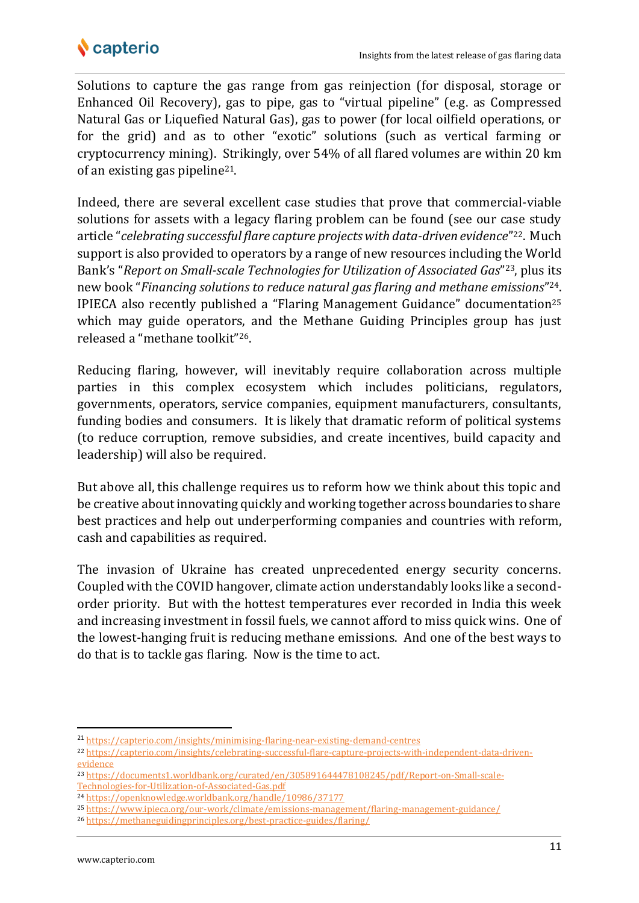Solutions to capture the gas range from gas reinjection (for disposal, storage or Enhanced Oil Recovery), gas to pipe, gas to "virtual pipeline" (e.g. as Compressed Natural Gas or Liquefied Natural Gas), gas to power (for local oilfield operations, or for the grid) and as to other "exotic" solutions (such as vertical farming or cryptocurrency mining). Strikingly, over 54% of all flared volumes are within 20 km of an existing gas pipeline[21].

Indeed, there are several excellent case studies that prove that commercial-viable solutions for assets with a legacy flaring problem can be found (see our case study article "*celebrating successful flare capture projects with data-driven evidence*"[22]. Much support is also provided to operators by a range of new resources including the World Bank's "*Report on Small-scale Technologies for Utilization of Associated Gas*"[23], plus its new book "*Financing solutions to reduce natural gas flaring and methane emissions*"[24]. IPIECA also recently published a "Flaring Management Guidance" documentation[25] which may guide operators, and the Methane Guiding Principles group has just released a "methane toolkit"[26].

Reducing flaring, however, will inevitably require collaboration across multiple parties in this complex ecosystem which includes politicians, regulators, governments, operators, service companies, equipment manufacturers, consultants, funding bodies and consumers. It is likely that dramatic reform of political systems (to reduce corruption, remove subsidies, and create incentives, build capacity and leadership) will also be required.

But above all, this challenge requires us to reform how we think about this topic and be creative about innovating quickly and working together across boundaries to share best practices and help out underperforming companies and countries with reform, cash and capabilities as required.

The invasion of Ukraine has created unprecedented energy security concerns. Coupled with the COVID hangover, climate action understandably looks like a second-order priority. But with the hottest temperatures ever recorded in India this week and increasing investment in fossil fuels, we cannot afford to miss quick wins. One of the lowest-hanging fruit is reducing methane emissions. And one of the best ways to do that is to tackle gas flaring. Now is the time to act.

---

[21] https://capterio.com/insights/minimising-flaring-near-existing-demand-centres

[22] https://capterio.com/insights/celebrating-successful-flare-capture-projects-with-independent-data-driven-evidence

[23] https://documents1.worldbank.org/curated/en/305891644478108245/pdf/Report-on-Small-scale-Technologies-for-Utilization-of-Associated-Gas.pdf

[24] https://openknowledge.worldbank.org/handle/10986/37177

[25] https://www.ipieca.org/our-work/climate/emissions-management/flaring-management-guidance/

[26] https://methaneguidingprinciples.org/best-practice-guides/flaring/